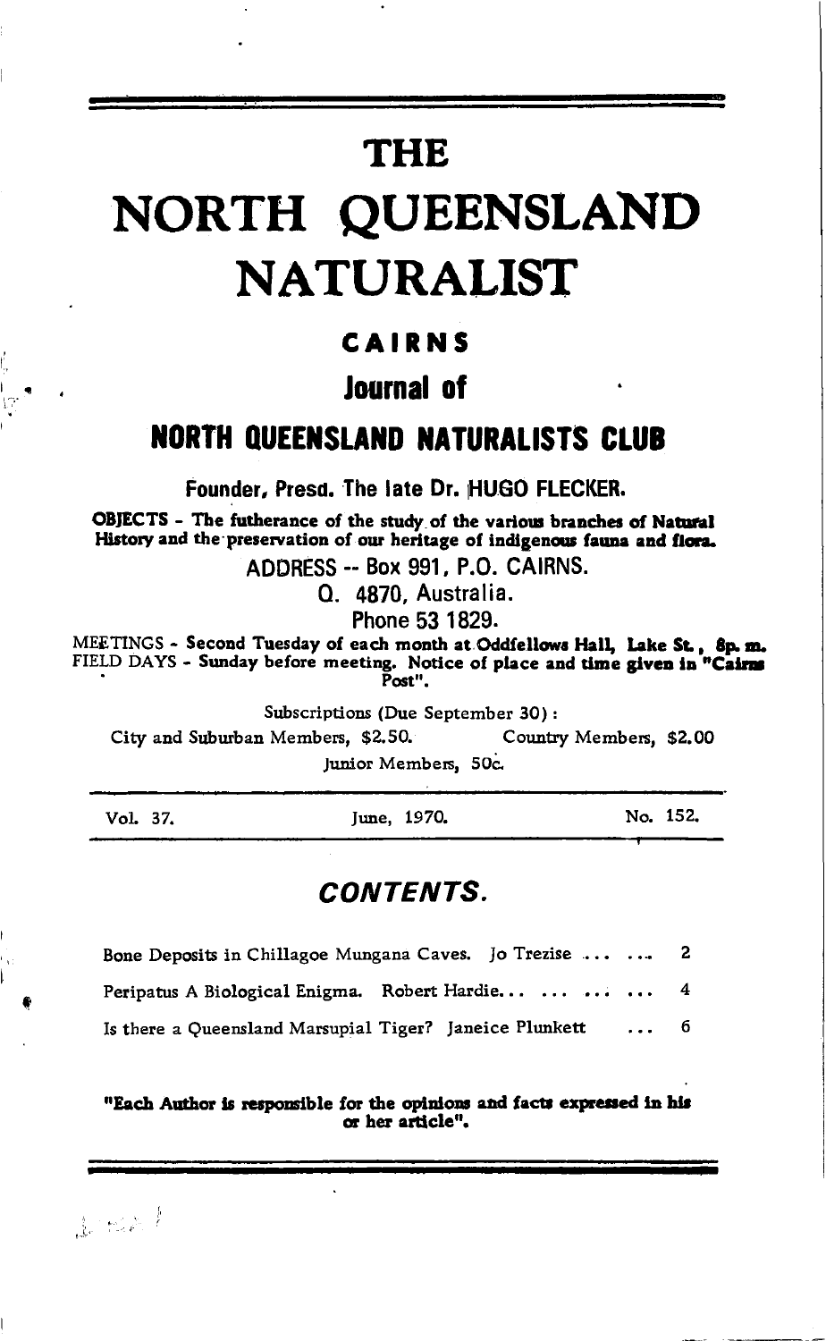# THE

# NORTH QUEENSLAND NATURALIST

## CAIRNS

## Journal of

## NORTH QUEENSLAND NATURALISTS CLUB

**Founder, Presd. The late Dr. HUGO FLECKER.**

**OBJECTS - The futherance of the study of the various branches of Natural History and the preservation of our heritage of indigenous fauna and flora.**

ADDRESS -- Box 991, P.O. CAIRNS.

Q. 4870, Australia.

Phone 53 1829.

MEETINGS - **Second Tuesday of each month at Oddfellows Hall, Lake St., 8p. m.**
FIELD DAYS - **Sunday before meeting. Notice of place and time given in "Cairns Post".**

Subscriptions (Due September 30):

City and Suburban Members, $2.50. Country Members, $2.00

Junior Members, 50c.

| Vol. 37. | June, 1970. | No. 152. |
|---|---|---|

## *CONTENTS.*

| | |
|---|---|
| Bone Deposits in Chillagoe Mungana Caves. Jo Trezise ... ... | 2 |
| Peripatus A Biological Enigma. Robert Hardie... ... ... ... | 4 |
| Is there a Queensland Marsupial Tiger? Janeice Plunkett ... | 6 |

**"Each Author is responsible for the opinions and facts expressed in his or her article".**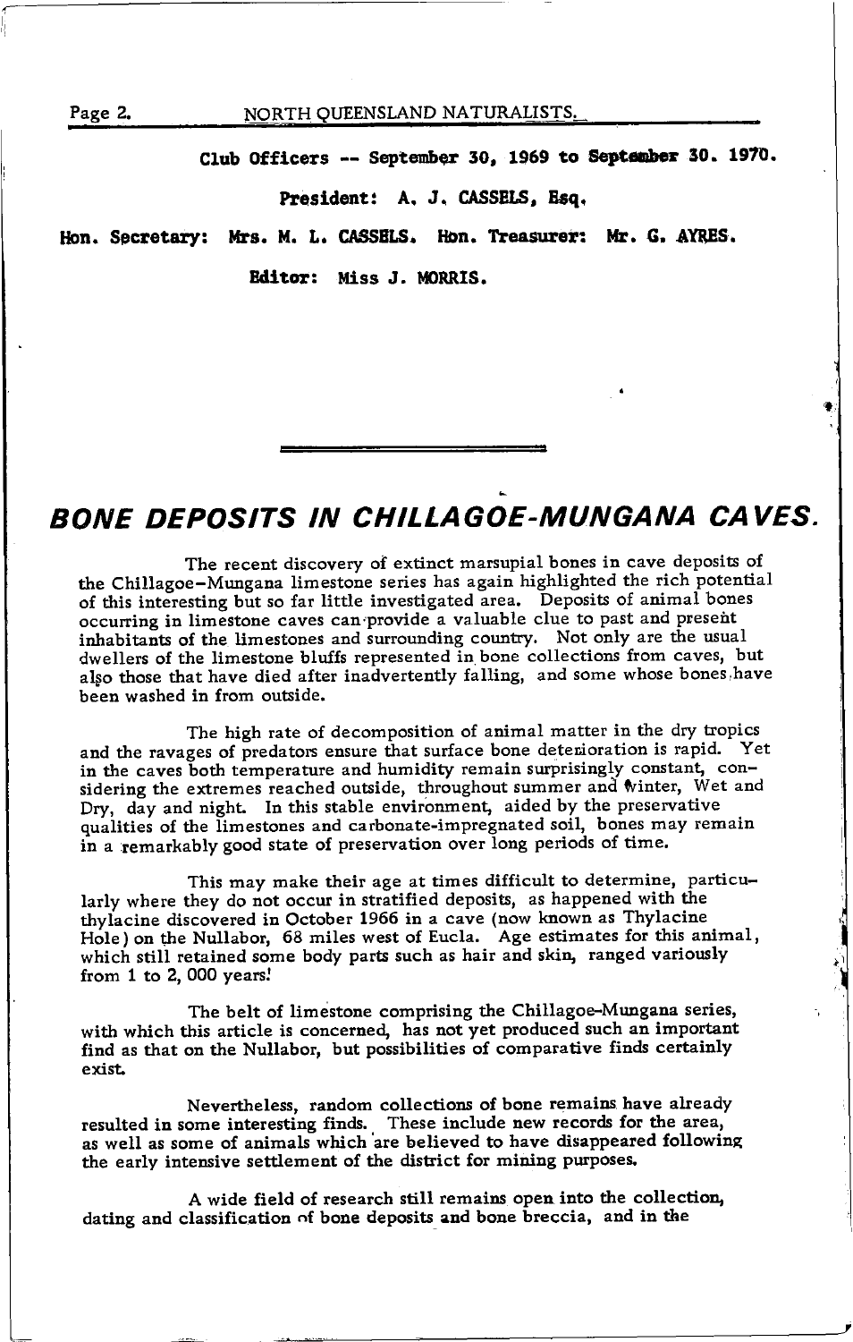Club Officers -- September 30, 1969 to September 30. 1970.

**President:** A. J. CASSELS, Esq.

**Hon. Secretary:** Mrs. M. L. CASSELS. **Hon. Treasurer:** Mr. G. AYRES.

**Editor:** Miss J. MORRIS.

# BONE DEPOSITS IN CHILLAGOE-MUNGANA CAVES.

The recent discovery of extinct marsupial bones in cave deposits of the Chillagoe-Mungana limestone series has again highlighted the rich potential of this interesting but so far little investigated area. Deposits of animal bones occurring in limestone caves can provide a valuable clue to past and present inhabitants of the limestones and surrounding country. Not only are the usual dwellers of the limestone bluffs represented in bone collections from caves, but also those that have died after inadvertently falling, and some whose bones have been washed in from outside.

The high rate of decomposition of animal matter in the dry tropics and the ravages of predators ensure that surface bone deterioration is rapid. Yet in the caves both temperature and humidity remain surprisingly constant, considering the extremes reached outside, throughout summer and winter, Wet and Dry, day and night. In this stable environment, aided by the preservative qualities of the limestones and carbonate-impregnated soil, bones may remain in a remarkably good state of preservation over long periods of time.

This may make their age at times difficult to determine, particularly where they do not occur in stratified deposits, as happened with the thylacine discovered in October 1966 in a cave (now known as Thylacine Hole) on the Nullabor, 68 miles west of Eucla. Age estimates for this animal, which still retained some body parts such as hair and skin, ranged variously from 1 to 2, 000 years!

The belt of limestone comprising the Chillagoe-Mungana series, with which this article is concerned, has not yet produced such an important find as that on the Nullabor, but possibilities of comparative finds certainly exist.

Nevertheless, random collections of bone remains have already resulted in some interesting finds. These include new records for the area, as well as some of animals which are believed to have disappeared following the early intensive settlement of the district for mining purposes.

A wide field of research still remains open into the collection, dating and classification of bone deposits and bone breccia, and in the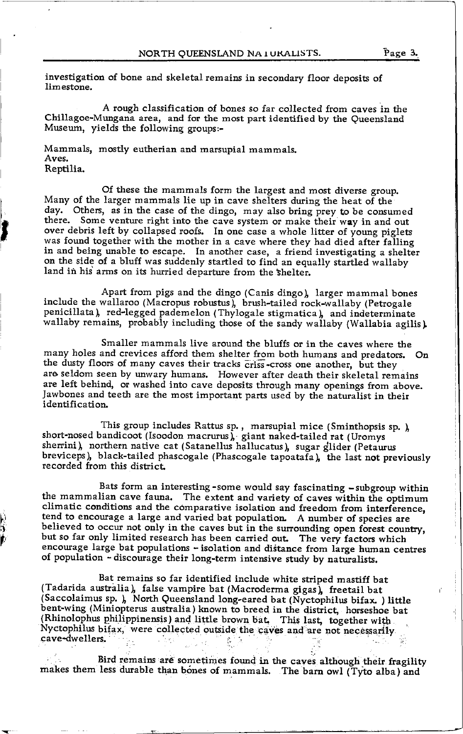investigation of bone and skeletal remains in secondary floor deposits of limestone.

A rough classification of bones so far collected from caves in the Chillagoe-Mungana area, and for the most part identified by the Queensland Museum, yields the following groups:-

Mammals, mostly eutherian and marsupial mammals.
Aves.
Reptilia.

Of these the mammals form the largest and most diverse group. Many of the larger mammals lie up in cave shelters during the heat of the day. Others, as in the case of the dingo, may also bring prey to be consumed there. Some venture right into the cave system or make their way in and out over debris left by collapsed roofs. In one case a whole litter of young piglets was found together with the mother in a cave where they had died after falling in and being unable to escape. In another case, a friend investigating a shelter on the side of a bluff was suddenly startled to find an equally startled wallaby land in his arms on its hurried departure from the shelter.

Apart from pigs and the dingo (Canis dingo), larger mammal bones include the wallaroo (Macropus robustus), brush-tailed rock-wallaby (Petrogale penicillata), red-legged pademelon (Thylogale stigmatica), and indeterminate wallaby remains, probably including those of the sandy wallaby (Wallabia agilis).

Smaller mammals live around the bluffs or in the caves where the many holes and crevices afford them shelter from both humans and predators. On the dusty floors of many caves their tracks criss-cross one another, but they are seldom seen by unwary humans. However after death their skeletal remains are left behind, or washed into cave deposits through many openings from above. Jawbones and teeth are the most important parts used by the naturalist in their identification.

This group includes Rattus sp., marsupial mice (Sminthopsis sp. ), short-nosed bandicoot (Isoodon macrurus), giant naked-tailed rat (Uromys sherrini), northern native cat (Satanellus hallucatus), sugar glider (Petaurus breviceps), black-tailed phascogale (Phascogale tapoatafa), the last not previously recorded from this district.

Bats form an interesting -some would say fascinating – subgroup within the mammalian cave fauna. The extent and variety of caves within the optimum climatic conditions and the comparative isolation and freedom from interference, tend to encourage a large and varied bat population. A number of species are believed to occur not only in the caves but in the surrounding open forest country, but so far only limited research has been carried out. The very factors which encourage large bat populations – isolation and distance from large human centres of population – discourage their long-term intensive study by naturalists.

Bat remains so far identified include white striped mastiff bat (Tadarida australia), false vampire bat (Macroderma gigas), freetail bat (Saccolaimus sp. ), North Queensland long-eared bat (Nyctophilus bifax. ) little bent-wing (Miniopterus australia) known to breed in the district, horseshoe bat (Rhinolophus philippinensis) and little brown bat. This last, together with Nyctophilus bifax, were collected outside the caves and are not necessarily cave-dwellers.

Bird remains are sometimes found in the caves although their fragility makes them less durable than bones of mammals. The barn owl (Tyto alba) and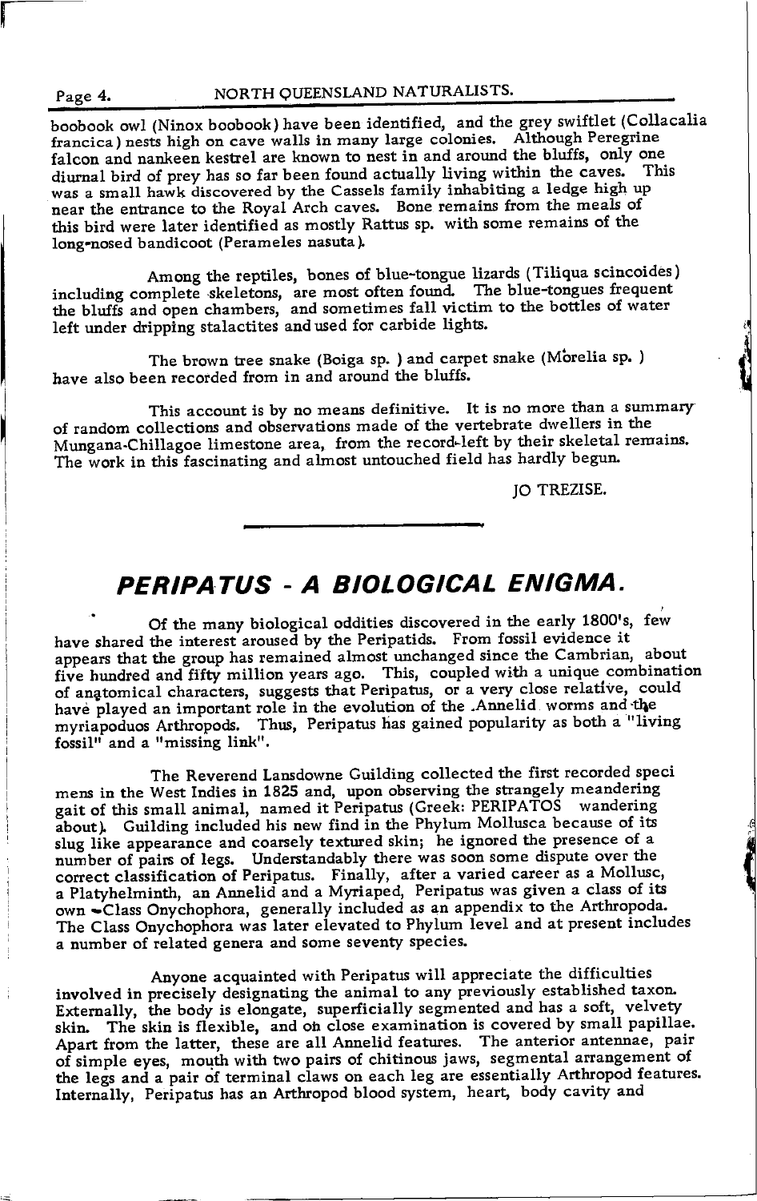boobook owl (Ninox boobook) have been identified, and the grey swiftlet (Collacalia francica) nests high on cave walls in many large colonies. Although Peregrine falcon and nankeen kestrel are known to nest in and around the bluffs, only one diurnal bird of prey has so far been found actually living within the caves. This was a small hawk discovered by the Cassels family inhabiting a ledge high up near the entrance to the Royal Arch caves. Bone remains from the meals of this bird were later identified as mostly Rattus sp. with some remains of the long-nosed bandicoot (Perameles nasuta).

Among the reptiles, bones of blue-tongue lizards (Tiliqua scincoides) including complete skeletons, are most often found. The blue-tongues frequent the bluffs and open chambers, and sometimes fall victim to the bottles of water left under dripping stalactites and used for carbide lights.

The brown tree snake (Boiga sp. ) and carpet snake (Morelia sp. ) have also been recorded from in and around the bluffs.

This account is by no means definitive. It is no more than a summary of random collections and observations made of the vertebrate dwellers in the Mungana-Chillagoe limestone area, from the record-left by their skeletal remains. The work in this fascinating and almost untouched field has hardly begun.

JO TREZISE.

---

# PERIPATUS - A BIOLOGICAL ENIGMA.

Of the many biological oddities discovered in the early 1800's, few have shared the interest aroused by the Peripatids. From fossil evidence it appears that the group has remained almost unchanged since the Cambrian, about five hundred and fifty million years ago. This, coupled with a unique combination of anatomical characters, suggests that Peripatus, or a very close relative, could have played an important role in the evolution of the Annelid worms and the myriapoduos Arthropods. Thus, Peripatus has gained popularity as both a "living fossil" and a "missing link".

The Reverend Lansdowne Guilding collected the first recorded specimens in the West Indies in 1825 and, upon observing the strangely meandering gait of this small animal, named it Peripatus (Greek: PERIPATOS wandering about). Guilding included his new find in the Phylum Mollusca because of its slug like appearance and coarsely textured skin; he ignored the presence of a number of pairs of legs. Understandably there was soon some dispute over the correct classification of Peripatus. Finally, after a varied career as a Mollusc, a Platyhelminth, an Annelid and a Myriaped, Peripatus was given a class of its own -Class Onychophora, generally included as an appendix to the Arthropoda. The Class Onychophora was later elevated to Phylum level and at present includes a number of related genera and some seventy species.

Anyone acquainted with Peripatus will appreciate the difficulties involved in precisely designating the animal to any previously established taxon. Externally, the body is elongate, superficially segmented and has a soft, velvety skin. The skin is flexible, and on close examination is covered by small papillae. Apart from the latter, these are all Annelid features. The anterior antennae, pair of simple eyes, mouth with two pairs of chitinous jaws, segmental arrangement of the legs and a pair of terminal claws on each leg are essentially Arthropod features. Internally, Peripatus has an Arthropod blood system, heart, body cavity and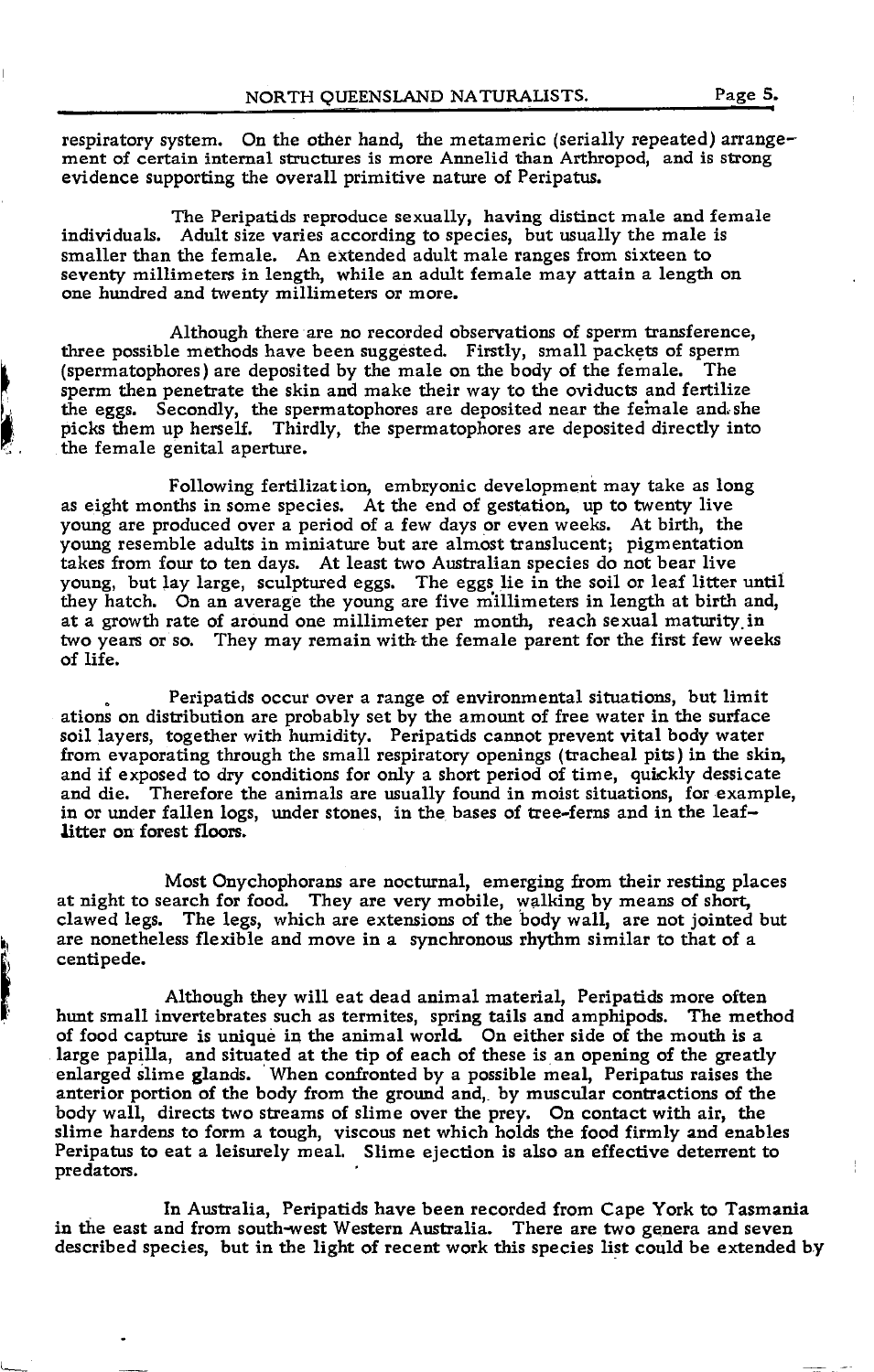respiratory system. On the other hand, the metameric (serially repeated) arrangement of certain internal structures is more Annelid than Arthropod, and is strong evidence supporting the overall primitive nature of Peripatus.

The Peripatids reproduce sexually, having distinct male and female individuals. Adult size varies according to species, but usually the male is smaller than the female. An extended adult male ranges from sixteen to seventy millimeters in length, while an adult female may attain a length on one hundred and twenty millimeters or more.

Although there are no recorded observations of sperm transference, three possible methods have been suggested. Firstly, small packets of sperm (spermatophores) are deposited by the male on the body of the female. The sperm then penetrate the skin and make their way to the oviducts and fertilize the eggs. Secondly, the spermatophores are deposited near the female and she picks them up herself. Thirdly, the spermatophores are deposited directly into the female genital aperture.

Following fertilization, embryonic development may take as long as eight months in some species. At the end of gestation, up to twenty live young are produced over a period of a few days or even weeks. At birth, the young resemble adults in miniature but are almost translucent; pigmentation takes from four to ten days. At least two Australian species do not bear live young, but lay large, sculptured eggs. The eggs lie in the soil or leaf litter until they hatch. On an average the young are five millimeters in length at birth and, at a growth rate of around one millimeter per month, reach sexual maturity in two years or so. They may remain with the female parent for the first few weeks of life.

Peripatids occur over a range of environmental situations, but limitations on distribution are probably set by the amount of free water in the surface soil layers, together with humidity. Peripatids cannot prevent vital body water from evaporating through the small respiratory openings (tracheal pits) in the skin, and if exposed to dry conditions for only a short period of time, quickly dessicate and die. Therefore the animals are usually found in moist situations, for example, in or under fallen logs, under stones, in the bases of tree-ferns and in the leaf-litter on forest floors.

Most Onychophorans are nocturnal, emerging from their resting places at night to search for food. They are very mobile, walking by means of short, clawed legs. The legs, which are extensions of the body wall, are not jointed but are nonetheless flexible and move in a synchronous rhythm similar to that of a centipede.

Although they will eat dead animal material, Peripatids more often hunt small invertebrates such as termites, spring tails and amphipods. The method of food capture is unique in the animal world. On either side of the mouth is a large papilla, and situated at the tip of each of these is an opening of the greatly enlarged slime glands. When confronted by a possible meal, Peripatus raises the anterior portion of the body from the ground and, by muscular contractions of the body wall, directs two streams of slime over the prey. On contact with air, the slime hardens to form a tough, viscous net which holds the food firmly and enables Peripatus to eat a leisurely meal. Slime ejection is also an effective deterrent to predators.

In Australia, Peripatids have been recorded from Cape York to Tasmania in the east and from south-west Western Australia. There are two genera and seven described species, but in the light of recent work this species list could be extended by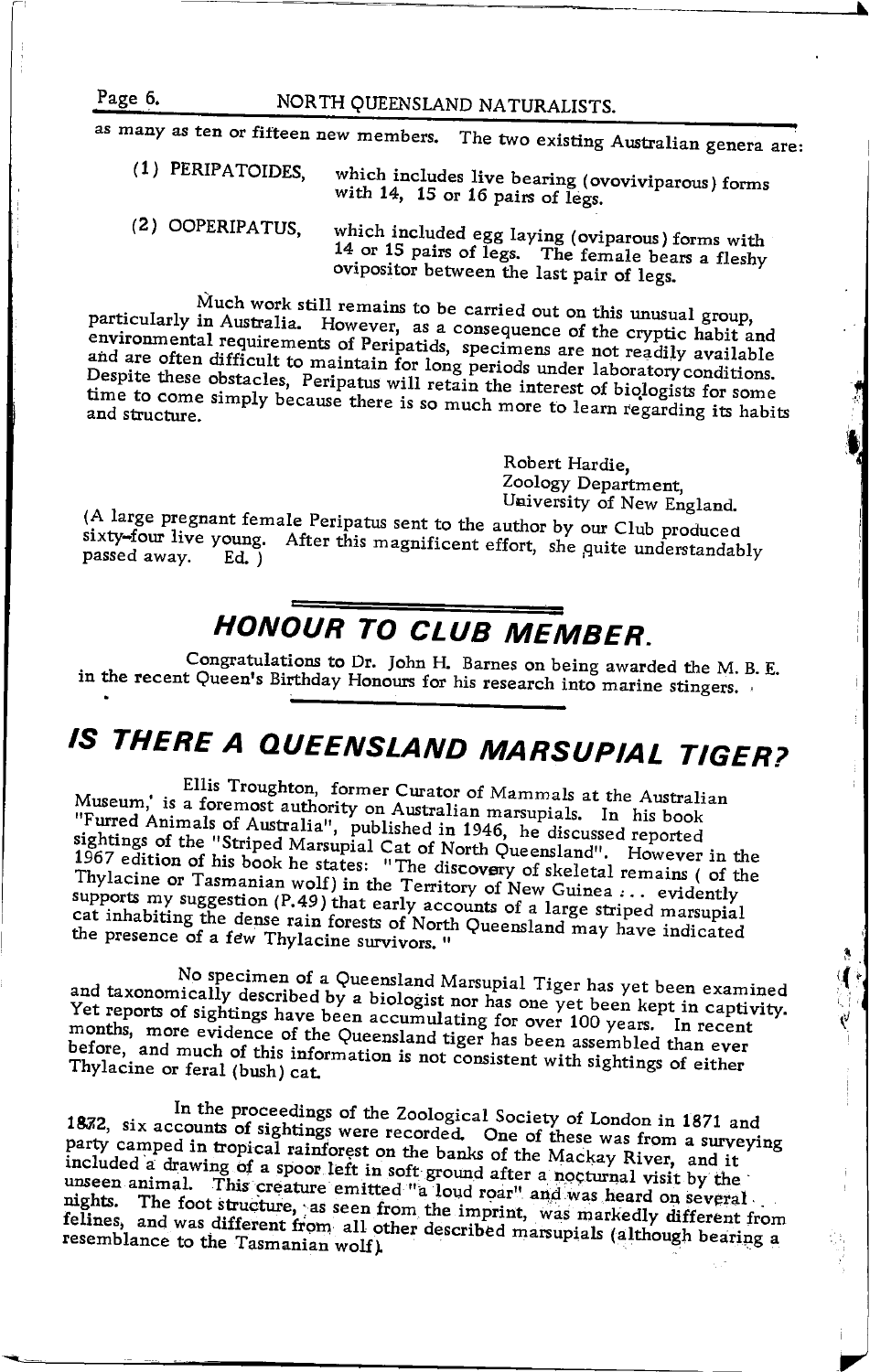as many as ten or fifteen new members. The two existing Australian genera are:

(1) PERIPATOIDES, which includes live bearing (ovoviviparous) forms with 14, 15 or 16 pairs of legs.

(2) OOPERIPATUS, which included egg laying (oviparous) forms with 14 or 15 pairs of legs. The female bears a fleshy ovipositor between the last pair of legs.

Much work still remains to be carried out on this unusual group, particularly in Australia. However, as a consequence of the cryptic habit and environmental requirements of Peripatids, specimens are not readily available and are often difficult to maintain for long periods under laboratory conditions. Despite these obstacles, Peripatus will retain the interest of biologists for some time to come simply because there is so much more to learn regarding its habits and structure.

Robert Hardie,
Zoology Department,
University of New England.

(A large pregnant female Peripatus sent to the author by our Club produced sixty-four live young. After this magnificent effort, she quite understandably passed away. Ed. )

## HONOUR TO CLUB MEMBER.

Congratulations to Dr. John H. Barnes on being awarded the M. B. E. in the recent Queen's Birthday Honours for his research into marine stingers.

## IS THERE A QUEENSLAND MARSUPIAL TIGER?

Ellis Troughton, former Curator of Mammals at the Australian Museum,' is a foremost authority on Australian marsupials. In his book "Furred Animals of Australia", published in 1946, he discussed reported sightings of the "Striped Marsupial Cat of North Queensland". However in the 1967 edition of his book he states: "The discovery of skeletal remains ( of the Thylacine or Tasmanian wolf) in the Territory of New Guinea ... evidently supports my suggestion (P.49) that early accounts of a large striped marsupial cat inhabiting the dense rain forests of North Queensland may have indicated the presence of a few Thylacine survivors."

No specimen of a Queensland Marsupial Tiger has yet been examined and taxonomically described by a biologist nor has one yet been kept in captivity. Yet reports of sightings have been accumulating for over 100 years. In recent months, more evidence of the Queensland tiger has been assembled than ever before, and much of this information is not consistent with sightings of either Thylacine or feral (bush) cat.

In the proceedings of the Zoological Society of London in 1871 and 1872, six accounts of sightings were recorded. One of these was from a surveying party camped in tropical rainforest on the banks of the Mackay River, and it included a drawing of a spoor left in soft ground after a nocturnal visit by the unseen animal. This creature emitted "a loud roar" and was heard on several nights. The foot structure, as seen from the imprint, was markedly different from felines, and was different from all other described marsupials (although bearing a resemblance to the Tasmanian wolf).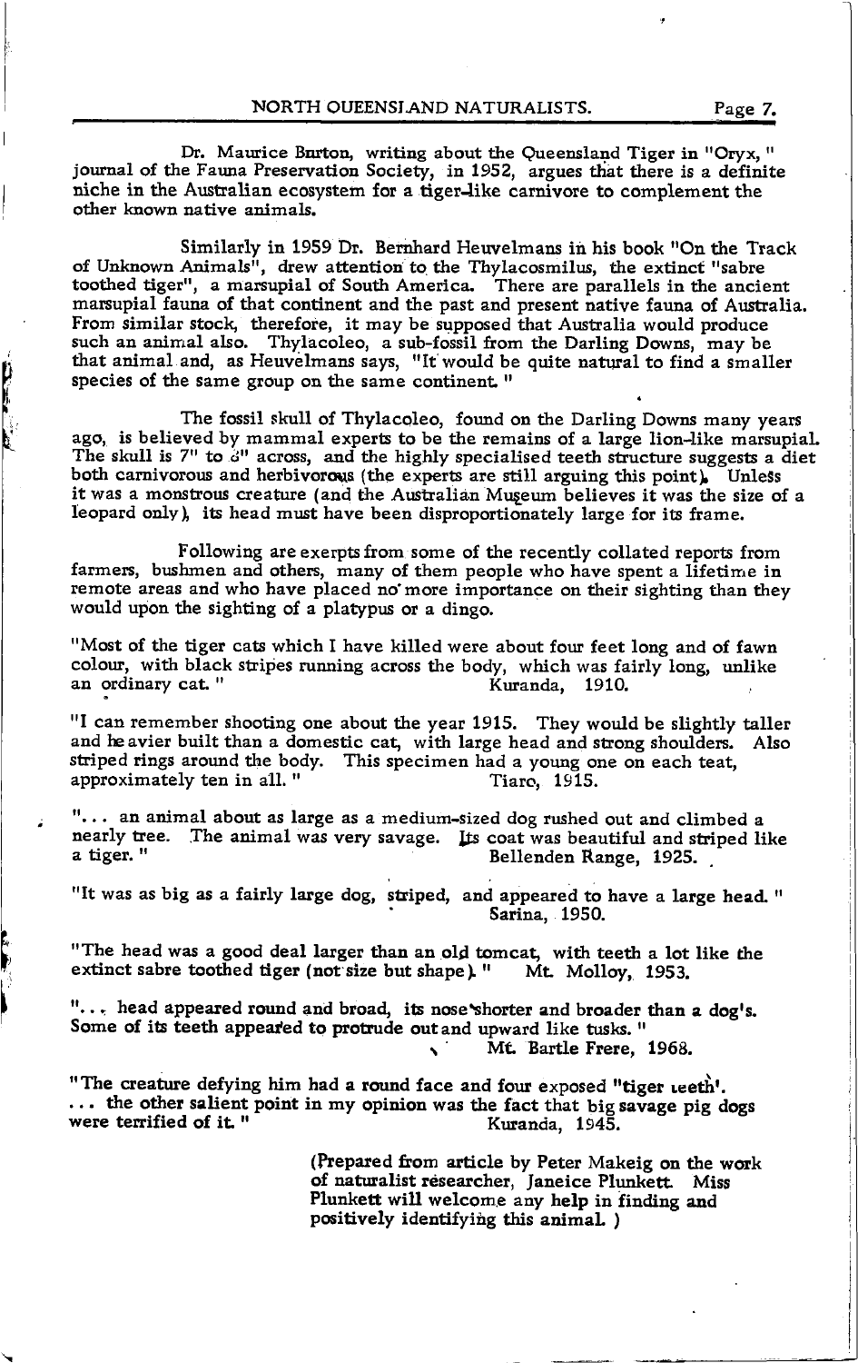Dr. Maurice Burton, writing about the Queensland Tiger in "Oryx," journal of the Fauna Preservation Society, in 1952, argues that there is a definite niche in the Australian ecosystem for a tiger-like carnivore to complement the other known native animals.

Similarly in 1959 Dr. Bernhard Heuvelmans in his book "On the Track of Unknown Animals", drew attention to the Thylacosmilus, the extinct "sabre toothed tiger", a marsupial of South America. There are parallels in the ancient marsupial fauna of that continent and the past and present native fauna of Australia. From similar stock, therefore, it may be supposed that Australia would produce such an animal also. Thylacoleo, a sub-fossil from the Darling Downs, may be that animal and, as Heuvelmans says, "It would be quite natural to find a smaller species of the same group on the same continent."

The fossil skull of Thylacoleo, found on the Darling Downs many years ago, is believed by mammal experts to be the remains of a large lion-like marsupial. The skull is 7" to 8" across, and the highly specialised teeth structure suggests a diet both carnivorous and herbivorous (the experts are still arguing this point). Unless it was a monstrous creature (and the Australian Museum believes it was the size of a leopard only), its head must have been disproportionately large for its frame.

Following are exerpts from some of the recently collated reports from farmers, bushmen and others, many of them people who have spent a lifetime in remote areas and who have placed no more importance on their sighting than they would upon the sighting of a platypus or a dingo.

"Most of the tiger cats which I have killed were about four feet long and of fawn colour, with black stripes running across the body, which was fairly long, unlike an ordinary cat." Kuranda, 1910.

"I can remember shooting one about the year 1915. They would be slightly taller and heavier built than a domestic cat, with large head and strong shoulders. Also striped rings around the body. This specimen had a young one on each teat, approximately ten in all." Tiaro, 1915.

"... an animal about as large as a medium-sized dog rushed out and climbed a nearly tree. The animal was very savage. Its coat was beautiful and striped like a tiger." Bellenden Range, 1925.

"It was as big as a fairly large dog, striped, and appeared to have a large head." Sarina, 1950.

"The head was a good deal larger than an old tomcat, with teeth a lot like the extinct sabre toothed tiger (not size but shape)." Mt. Molloy, 1953.

"... head appeared round and broad, its nose shorter and broader than a dog's. Some of its teeth appeared to protrude out and upward like tusks." Mt. Bartle Frere, 1968.

"The creature defying him had a round face and four exposed "tiger teeth'. ... the other salient point in my opinion was the fact that big savage pig dogs were terrified of it." Kuranda, 1945.

(Prepared from article by Peter Makeig on the work of naturalist researcher, Janeice Plunkett. Miss Plunkett will welcome any help in finding and positively identifying this animal.)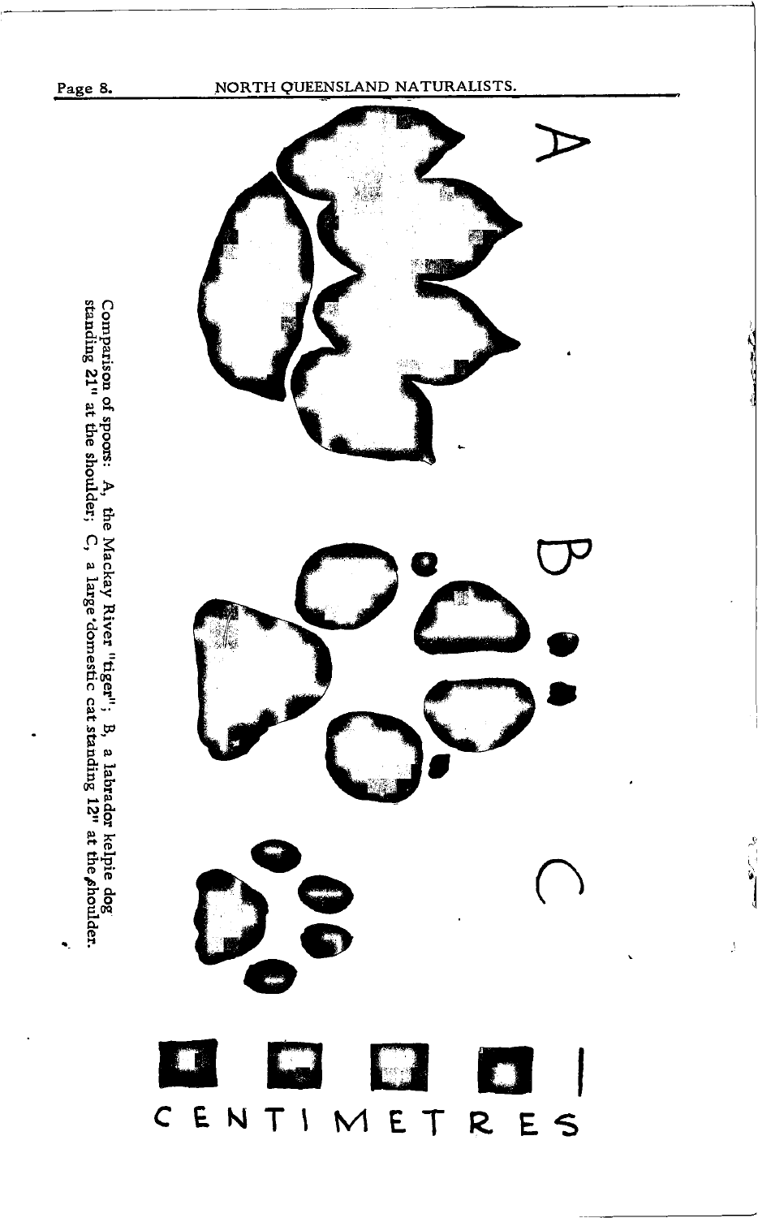A

B

C

CENTIMETRES

Comparison of spoors: A, the Mackay River "tiger"; B, a labrador kelpie dog standing 21" at the shoulder; C, a large domestic cat standing 12" at the shoulder.